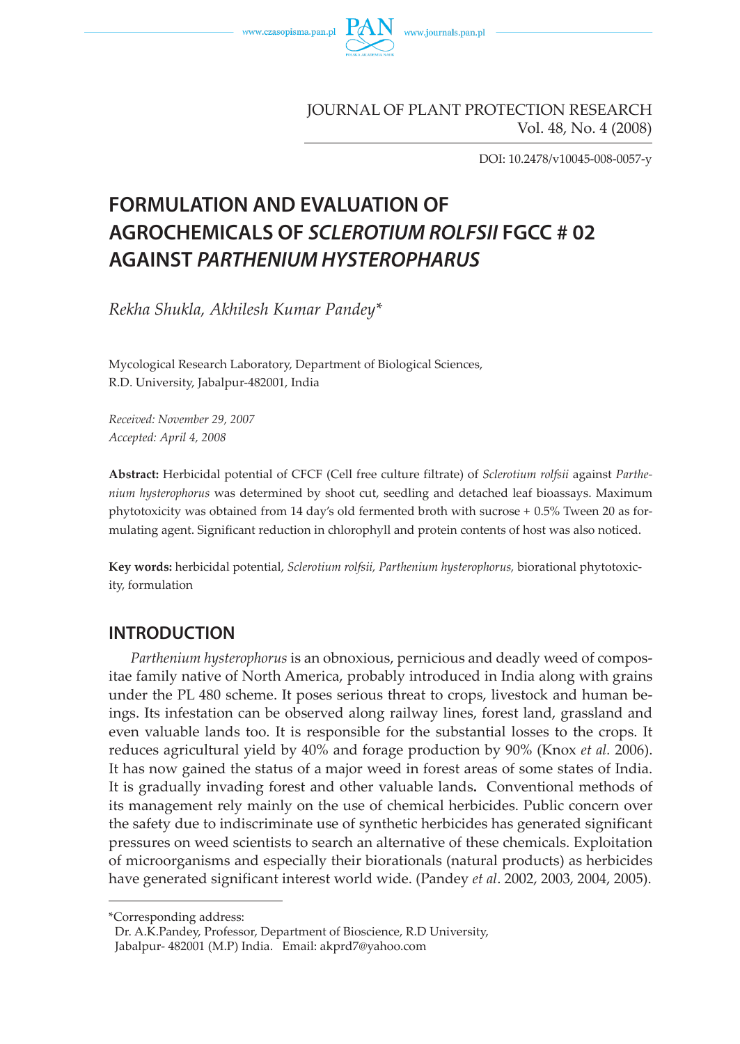JOURNAL OF PLANT PROTECTION RESEARCH
Vol. 48, No. 4 (2008)

DOI: 10.2478/v10045-008-0057-y

# FORMULATION AND EVALUATION OF AGROCHEMICALS OF *SCLEROTIUM ROLFSII* FGCC # 02 AGAINST *PARTHENIUM HYSTEROPHARUS*

*Rekha Shukla, Akhilesh Kumar Pandey**

Mycological Research Laboratory, Department of Biological Sciences,
R.D. University, Jabalpur-482001, India

*Received: November 29, 2007*
*Accepted: April 4, 2008*

**Abstract:** Herbicidal potential of CFCF (Cell free culture filtrate) of *Sclerotium rolfsii* against *Parthenium hysterophorus* was determined by shoot cut, seedling and detached leaf bioassays. Maximum phytotoxicity was obtained from 14 day's old fermented broth with sucrose + 0.5% Tween 20 as formulating agent. Significant reduction in chlorophyll and protein contents of host was also noticed.

**Key words:** herbicidal potential, *Sclerotium rolfsii, Parthenium hysterophorus,* biorational phytotoxicity, formulation

## INTRODUCTION

*Parthenium hysterophorus* is an obnoxious, pernicious and deadly weed of compositae family native of North America, probably introduced in India along with grains under the PL 480 scheme. It poses serious threat to crops, livestock and human beings. Its infestation can be observed along railway lines, forest land, grassland and even valuable lands too. It is responsible for the substantial losses to the crops. It reduces agricultural yield by 40% and forage production by 90% (Knox *et al.* 2006). It has now gained the status of a major weed in forest areas of some states of India. It is gradually invading forest and other valuable lands. Conventional methods of its management rely mainly on the use of chemical herbicides. Public concern over the safety due to indiscriminate use of synthetic herbicides has generated significant pressures on weed scientists to search an alternative of these chemicals. Exploitation of microorganisms and especially their biorationals (natural products) as herbicides have generated significant interest world wide. (Pandey *et al*. 2002, 2003, 2004, 2005).

---

*Corresponding address:
Dr. A.K.Pandey, Professor, Department of Bioscience, R.D University,
Jabalpur- 482001 (M.P) India. Email: akprd7@yahoo.com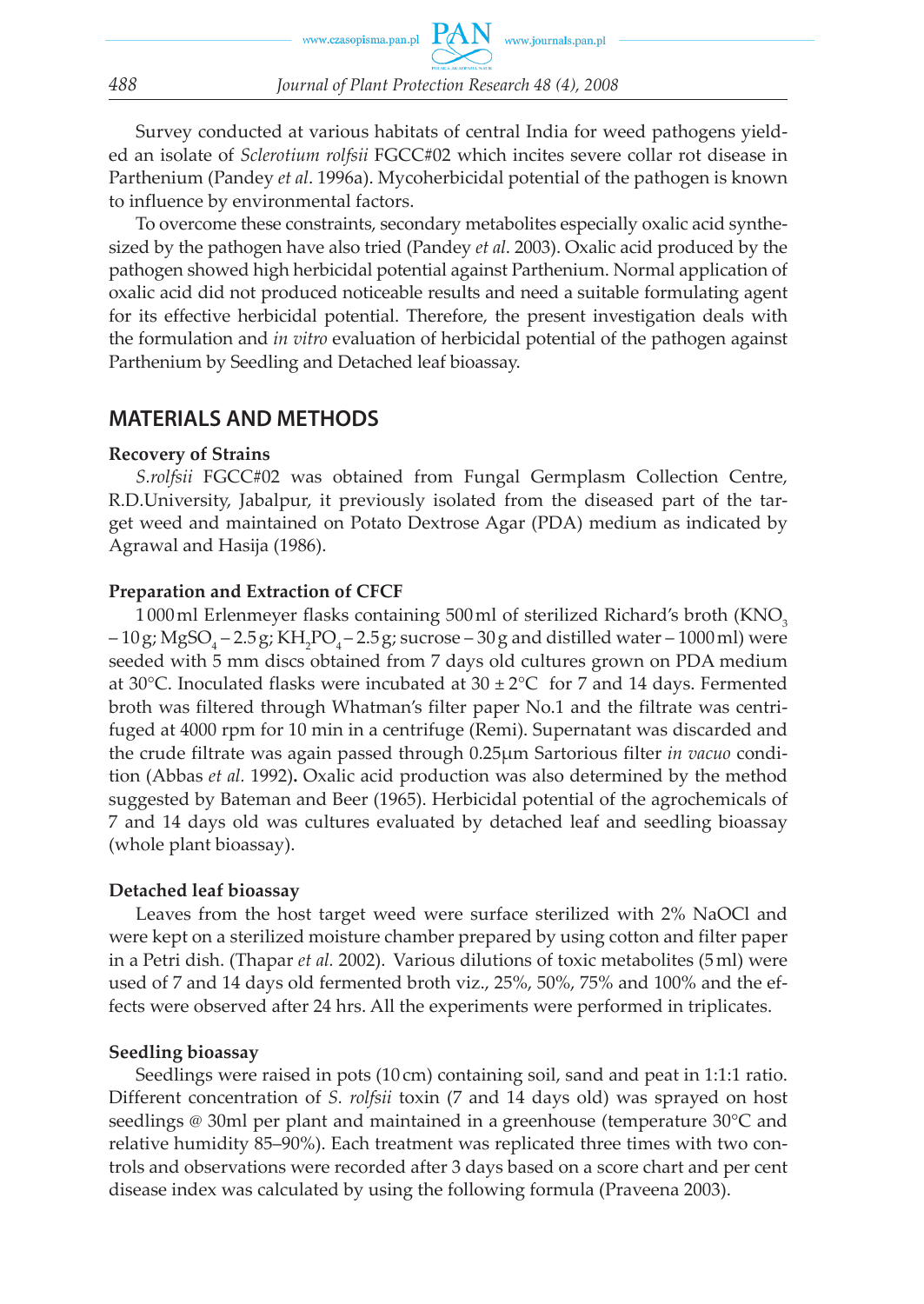Survey conducted at various habitats of central India for weed pathogens yielded an isolate of *Sclerotium rolfsii* FGCC#02 which incites severe collar rot disease in Parthenium (Pandey *et al*. 1996a). Mycoherbicidal potential of the pathogen is known to influence by environmental factors.

To overcome these constraints, secondary metabolites especially oxalic acid synthesized by the pathogen have also tried (Pandey *et al*. 2003). Oxalic acid produced by the pathogen showed high herbicidal potential against Parthenium. Normal application of oxalic acid did not produced noticeable results and need a suitable formulating agent for its effective herbicidal potential. Therefore, the present investigation deals with the formulation and *in vitro* evaluation of herbicidal potential of the pathogen against Parthenium by Seedling and Detached leaf bioassay.

## MATERIALS AND METHODS

### Recovery of Strains

*S.rolfsii* FGCC#02 was obtained from Fungal Germplasm Collection Centre, R.D.University, Jabalpur, it previously isolated from the diseased part of the target weed and maintained on Potato Dextrose Agar (PDA) medium as indicated by Agrawal and Hasija (1986).

### Preparation and Extraction of CFCF

1000 ml Erlenmeyer flasks containing 500 ml of sterilized Richard's broth ($KNO_3$ – 10 g; $MgSO_4$ – 2.5 g; $KH_2PO_4$ – 2.5 g; sucrose – 30 g and distilled water – 1000 ml) were seeded with 5 mm discs obtained from 7 days old cultures grown on PDA medium at 30°C. Inoculated flasks were incubated at 30 ± 2°C for 7 and 14 days. Fermented broth was filtered through Whatman's filter paper No.1 and the filtrate was centrifuged at 4000 rpm for 10 min in a centrifuge (Remi). Supernatant was discarded and the crude filtrate was again passed through 0.25μm Sartorious filter *in vacuo* condition (Abbas *et al.* 1992). Oxalic acid production was also determined by the method suggested by Bateman and Beer (1965). Herbicidal potential of the agrochemicals of 7 and 14 days old was cultures evaluated by detached leaf and seedling bioassay (whole plant bioassay).

### Detached leaf bioassay

Leaves from the host target weed were surface sterilized with 2% NaOCl and were kept on a sterilized moisture chamber prepared by using cotton and filter paper in a Petri dish. (Thapar *et al.* 2002). Various dilutions of toxic metabolites (5 ml) were used of 7 and 14 days old fermented broth viz., 25%, 50%, 75% and 100% and the effects were observed after 24 hrs. All the experiments were performed in triplicates.

### Seedling bioassay

Seedlings were raised in pots (10 cm) containing soil, sand and peat in 1:1:1 ratio. Different concentration of *S. rolfsii* toxin (7 and 14 days old) was sprayed on host seedlings @ 30ml per plant and maintained in a greenhouse (temperature 30°C and relative humidity 85–90%). Each treatment was replicated three times with two controls and observations were recorded after 3 days based on a score chart and per cent disease index was calculated by using the following formula (Praveena 2003).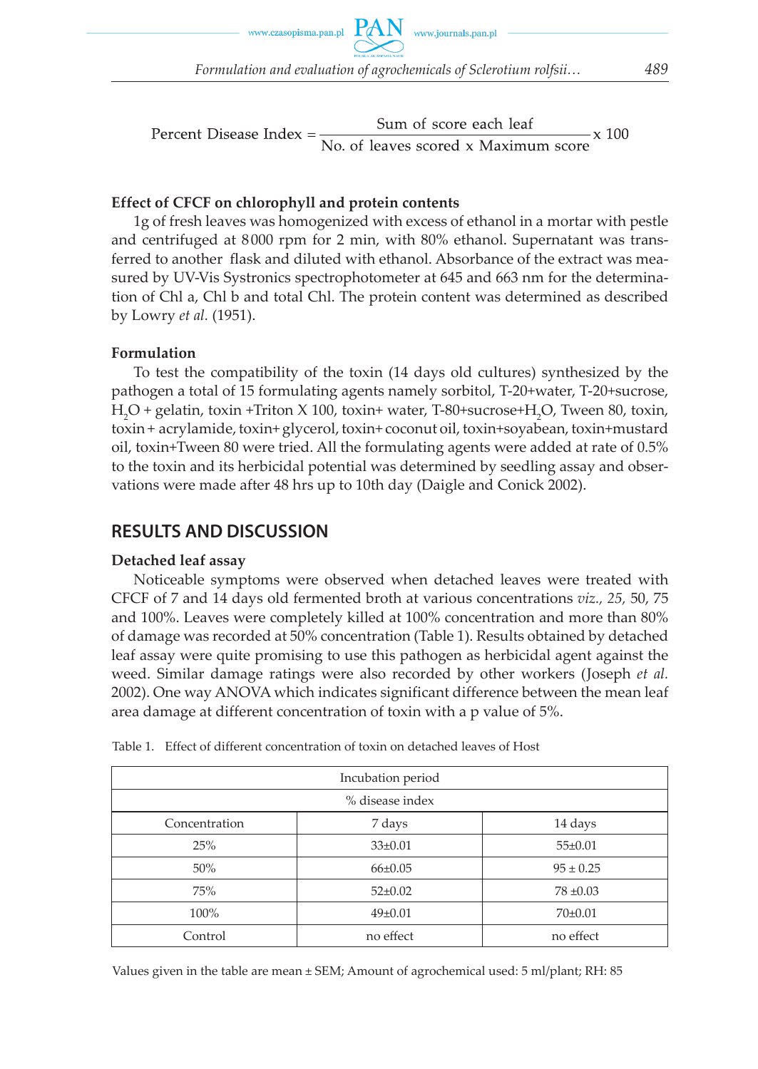$$\text{Percent Disease Index} = \frac{\text{Sum of score each leaf}}{\text{No. of leaves scored x Maximum score}} \text{x 100}$$

**Effect of CFCF on chlorophyll and protein contents**

1g of fresh leaves was homogenized with excess of ethanol in a mortar with pestle and centrifuged at 8000 rpm for 2 min, with 80% ethanol. Supernatant was transferred to another flask and diluted with ethanol. Absorbance of the extract was measured by UV-Vis Systronics spectrophotometer at 645 and 663 nm for the determination of Chl a, Chl b and total Chl. The protein content was determined as described by Lowry *et al.* (1951).

**Formulation**

To test the compatibility of the toxin (14 days old cultures) synthesized by the pathogen a total of 15 formulating agents namely sorbitol, T-20+water, T-20+sucrose, $H_2O$ + gelatin, toxin +Triton X 100, toxin+ water, T-80+sucrose+$H_2O$, Tween 80, toxin, toxin + acrylamide, toxin+ glycerol, toxin+ coconut oil, toxin+soyabean, toxin+mustard oil, toxin+Tween 80 were tried. All the formulating agents were added at rate of 0.5% to the toxin and its herbicidal potential was determined by seedling assay and observations were made after 48 hrs up to 10th day (Daigle and Conick 2002).

## RESULTS AND DISCUSSION

**Detached leaf assay**

Noticeable symptoms were observed when detached leaves were treated with CFCF of 7 and 14 days old fermented broth at various concentrations *viz., 25,* 50, 75 and 100%. Leaves were completely killed at 100% concentration and more than 80% of damage was recorded at 50% concentration (Table 1). Results obtained by detached leaf assay were quite promising to use this pathogen as herbicidal agent against the weed. Similar damage ratings were also recorded by other workers (Joseph *et al.* 2002). One way ANOVA which indicates significant difference between the mean leaf area damage at different concentration of toxin with a p value of 5%.

Table 1. Effect of different concentration of toxin on detached leaves of Host

| Incubation period | | |
|---|---|---|
| % disease index | | |
| Concentration | 7 days | 14 days |
| 25% | 33±0.01 | 55±0.01 |
| 50% | 66±0.05 | 95 ± 0.25 |
| 75% | 52±0.02 | 78 ±0.03 |
| 100% | 49±0.01 | 70±0.01 |
| Control | no effect | no effect |

Values given in the table are mean ± SEM; Amount of agrochemical used: 5 ml/plant; RH: 85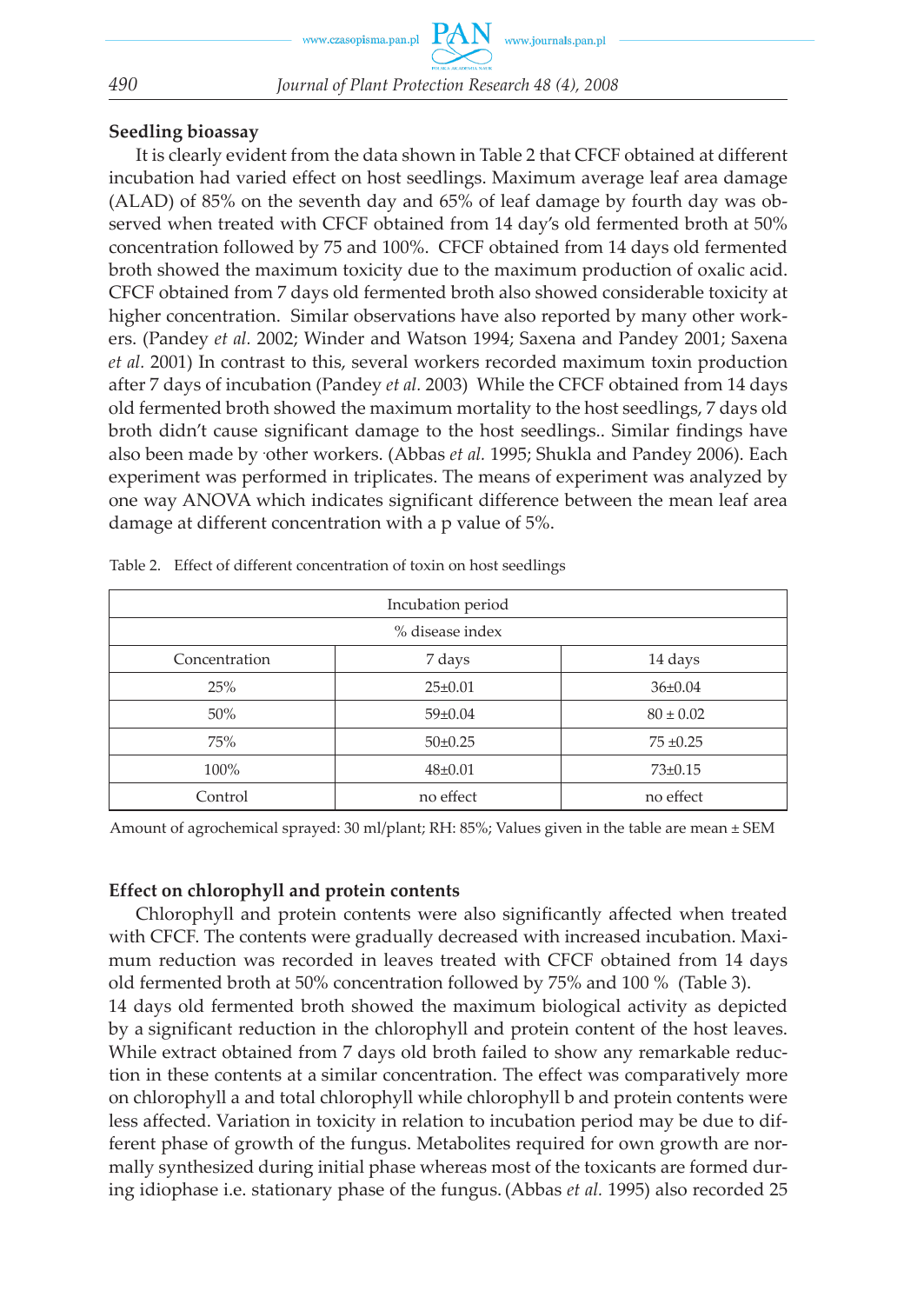### Seedling bioassay

It is clearly evident from the data shown in Table 2 that CFCF obtained at different incubation had varied effect on host seedlings. Maximum average leaf area damage (ALAD) of 85% on the seventh day and 65% of leaf damage by fourth day was observed when treated with CFCF obtained from 14 day's old fermented broth at 50% concentration followed by 75 and 100%. CFCF obtained from 14 days old fermented broth showed the maximum toxicity due to the maximum production of oxalic acid. CFCF obtained from 7 days old fermented broth also showed considerable toxicity at higher concentration. Similar observations have also reported by many other workers. (Pandey *et al.* 2002; Winder and Watson 1994; Saxena and Pandey 2001; Saxena *et al.* 2001) In contrast to this, several workers recorded maximum toxin production after 7 days of incubation (Pandey *et al.* 2003) While the CFCF obtained from 14 days old fermented broth showed the maximum mortality to the host seedlings, 7 days old broth didn't cause significant damage to the host seedlings.. Similar findings have also been made by ·other workers. (Abbas *et al.* 1995; Shukla and Pandey 2006). Each experiment was performed in triplicates. The means of experiment was analyzed by one way ANOVA which indicates significant difference between the mean leaf area damage at different concentration with a p value of 5%.

Table 2. Effect of different concentration of toxin on host seedlings

| Incubation period | | |
|---|---|---|
| % disease index | | |
| Concentration | 7 days | 14 days |
| 25% | 25±0.01 | 36±0.04 |
| 50% | 59±0.04 | 80 ± 0.02 |
| 75% | 50±0.25 | 75 ±0.25 |
| 100% | 48±0.01 | 73±0.15 |
| Control | no effect | no effect |

Amount of agrochemical sprayed: 30 ml/plant; RH: 85%; Values given in the table are mean ± SEM

### Effect on chlorophyll and protein contents

Chlorophyll and protein contents were also significantly affected when treated with CFCF. The contents were gradually decreased with increased incubation. Maximum reduction was recorded in leaves treated with CFCF obtained from 14 days old fermented broth at 50% concentration followed by 75% and 100 % (Table 3).

14 days old fermented broth showed the maximum biological activity as depicted by a significant reduction in the chlorophyll and protein content of the host leaves. While extract obtained from 7 days old broth failed to show any remarkable reduction in these contents at a similar concentration. The effect was comparatively more on chlorophyll a and total chlorophyll while chlorophyll b and protein contents were less affected. Variation in toxicity in relation to incubation period may be due to different phase of growth of the fungus. Metabolites required for own growth are normally synthesized during initial phase whereas most of the toxicants are formed during idiophase i.e. stationary phase of the fungus. (Abbas *et al.* 1995) also recorded 25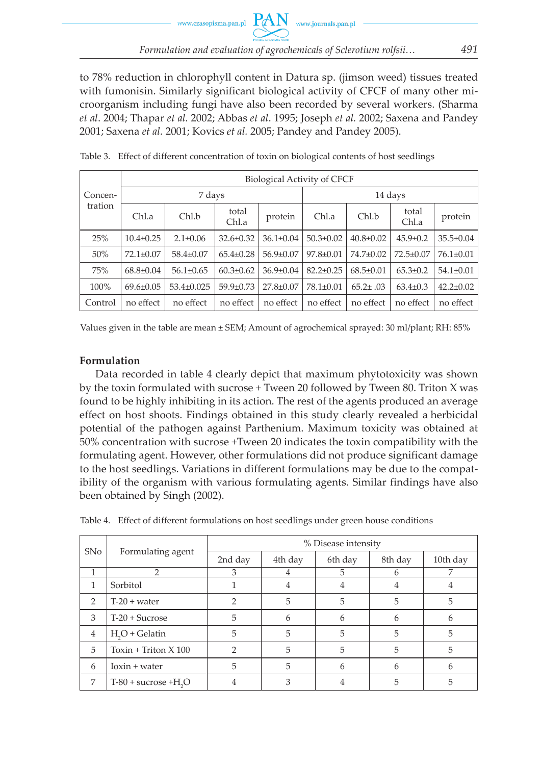to 78% reduction in chlorophyll content in Datura sp. (jimson weed) tissues treated with fumonisin. Similarly significant biological activity of CFCF of many other microorganism including fungi have also been recorded by several workers. (Sharma *et al*. 2004; Thapar *et al.* 2002; Abbas *et al*. 1995; Joseph *et al.* 2002; Saxena and Pandey 2001; Saxena *et al.* 2001; Kovics *et al.* 2005; Pandey and Pandey 2005).

Table 3. Effect of different concentration of toxin on biological contents of host seedlings

| Concentration | Biological Activity of CFCF | | | | | | | |
|---|---|---|---|---|---|---|---|---|
| | 7 days | | | | 14 days | | | |
| | Chl.a | Chl.b | total Chl.a | protein | Chl.a | Chl.b | total Chl.a | protein |
| 25% | 10.4±0.25 | 2.1±0.06 | 32.6±0.32 | 36.1±0.04 | 50.3±0.02 | 40.8±0.02 | 45.9±0.2 | 35.5±0.04 |
| 50% | 72.1±0.07 | 58.4±0.07 | 65.4±0.28 | 56.9±0.07 | 97.8±0.01 | 74.7±0.02 | 72.5±0.07 | 76.1±0.01 |
| 75% | 68.8±0.04 | 56.1±0.65 | 60.3±0.62 | 36.9±0.04 | 82.2±0.25 | 68.5±0.01 | 65.3±0.2 | 54.1±0.01 |
| 100% | 69.6±0.05 | 53.4±0.025 | 59.9±0.73 | 27.8±0.07 | 78.1±0.01 | 65.2± .03 | 63.4±0.3 | 42.2±0.02 |
| Control | no effect | no effect | no effect | no effect | no effect | no effect | no effect | no effect |

Values given in the table are mean ± SEM; Amount of agrochemical sprayed: 30 ml/plant; RH: 85%

**Formulation**

Data recorded in table 4 clearly depict that maximum phytotoxicity was shown by the toxin formulated with sucrose + Tween 20 followed by Tween 80. Triton X was found to be highly inhibiting in its action. The rest of the agents produced an average effect on host shoots. Findings obtained in this study clearly revealed a herbicidal potential of the pathogen against Parthenium. Maximum toxicity was obtained at 50% concentration with sucrose +Tween 20 indicates the toxin compatibility with the formulating agent. However, other formulations did not produce significant damage to the host seedlings. Variations in different formulations may be due to the compatibility of the organism with various formulating agents. Similar findings have also been obtained by Singh (2002).

Table 4. Effect of different formulations on host seedlings under green house conditions

| SNo | Formulating agent | % Disease intensity | | | | |
|---|---|---|---|---|---|---|
| | | 2nd day | 4th day | 6th day | 8th day | 10th day |
| 1 | 2 | 3 | 4 | 5 | 6 | 7 |
| 1 | Sorbitol | 1 | 4 | 4 | 4 | 4 |
| 2 | T-20 + water | 2 | 5 | 5 | 5 | 5 |
| 3 | T-20 + Sucrose | 5 | 6 | 6 | 6 | 6 |
| 4 | $H_2O$ + Gelatin | 5 | 5 | 5 | 5 | 5 |
| 5 | Toxin + Triton X 100 | 2 | 5 | 5 | 5 | 5 |
| 6 | Ioxin + water | 5 | 5 | 6 | 6 | 6 |
| 7 | T-80 + sucrose +$H_2O$ | 4 | 3 | 4 | 5 | 5 |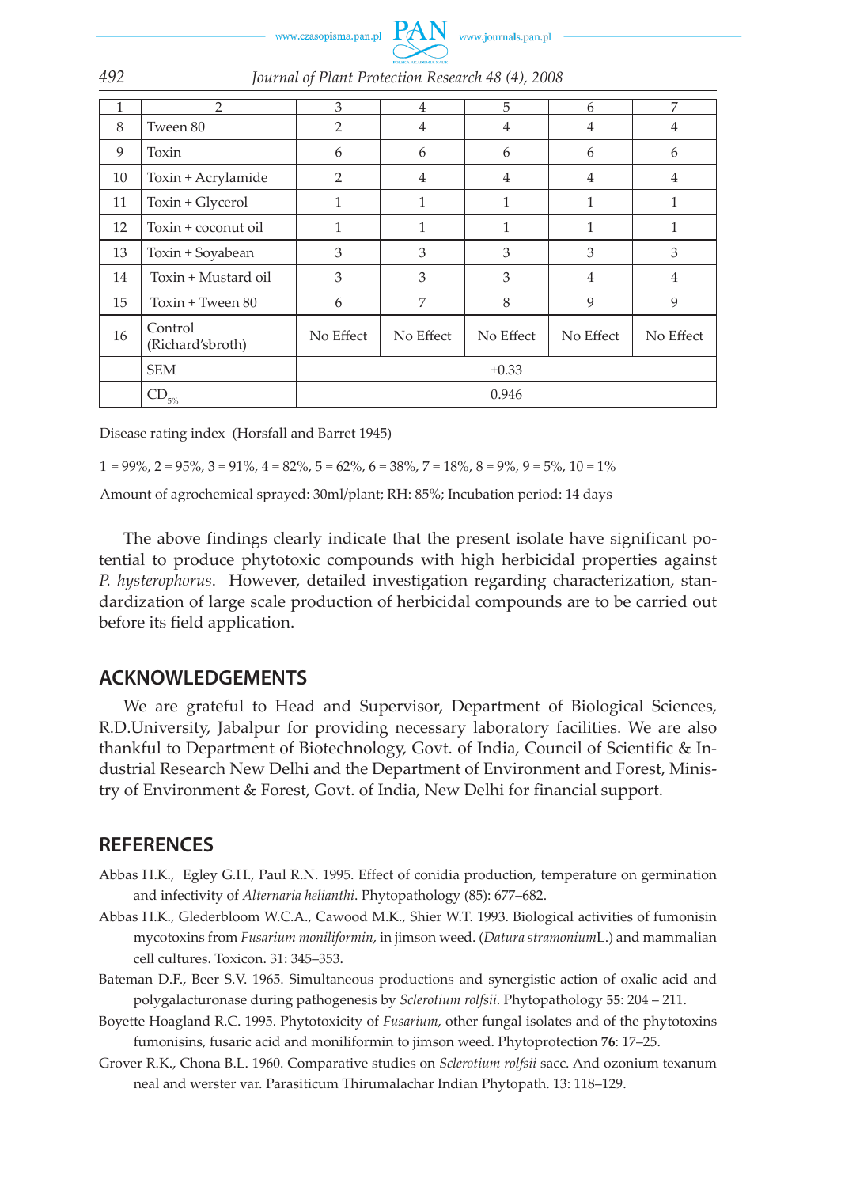| 1 | 2 | 3 | 4 | 5 | 6 | 7 |
|---|---|---|---|---|---|---|
| 8 | Tween 80 | 2 | 4 | 4 | 4 | 4 |
| 9 | Toxin | 6 | 6 | 6 | 6 | 6 |
| 10 | Toxin + Acrylamide | 2 | 4 | 4 | 4 | 4 |
| 11 | Toxin + Glycerol | 1 | 1 | 1 | 1 | 1 |
| 12 | Toxin + coconut oil | 1 | 1 | 1 | 1 | 1 |
| 13 | Toxin + Soyabean | 3 | 3 | 3 | 3 | 3 |
| 14 | Toxin + Mustard oil | 3 | 3 | 3 | 4 | 4 |
| 15 | Toxin + Tween 80 | 6 | 7 | 8 | 9 | 9 |
| 16 | Control (Richard'sbroth) | No Effect | No Effect | No Effect | No Effect | No Effect |
| | SEM | ±0.33 | | | | |
| | $CD_{5\%}$ | 0.946 | | | | |

Disease rating index (Horsfall and Barret 1945)

1 = 99%, 2 = 95%, 3 = 91%, 4 = 82%, 5 = 62%, 6 = 38%, 7 = 18%, 8 = 9%, 9 = 5%, 10 = 1%

Amount of agrochemical sprayed: 30ml/plant; RH: 85%; Incubation period: 14 days

The above findings clearly indicate that the present isolate have significant potential to produce phytotoxic compounds with high herbicidal properties against *P. hysterophorus*. However, detailed investigation regarding characterization, standardization of large scale production of herbicidal compounds are to be carried out before its field application.

## ACKNOWLEDGEMENTS

We are grateful to Head and Supervisor, Department of Biological Sciences, R.D.University, Jabalpur for providing necessary laboratory facilities. We are also thankful to Department of Biotechnology, Govt. of India, Council of Scientific & Industrial Research New Delhi and the Department of Environment and Forest, Ministry of Environment & Forest, Govt. of India, New Delhi for financial support.

## REFERENCES

Abbas H.K., Egley G.H., Paul R.N. 1995. Effect of conidia production, temperature on germination and infectivity of *Alternaria helianthi*. Phytopathology (85): 677–682.

Abbas H.K., Glederbloom W.C.A., Cawood M.K., Shier W.T. 1993. Biological activities of fumonisin mycotoxins from *Fusarium moniliformin*, in jimson weed. (*Datura stramonium*L.) and mammalian cell cultures. Toxicon. 31: 345–353.

Bateman D.F., Beer S.V. 1965. Simultaneous productions and synergistic action of oxalic acid and polygalacturonase during pathogenesis by *Sclerotium rolfsii*. Phytopathology **55**: 204 – 211.

Boyette Hoagland R.C. 1995. Phytotoxicity of *Fusarium*, other fungal isolates and of the phytotoxins fumonisins, fusaric acid and moniliformin to jimson weed. Phytoprotection **76**: 17–25.

Grover R.K., Chona B.L. 1960. Comparative studies on *Sclerotium rolfsii* sacc. And ozonium texanum neal and werster var. Parasiticum Thirumalachar Indian Phytopath. 13: 118–129.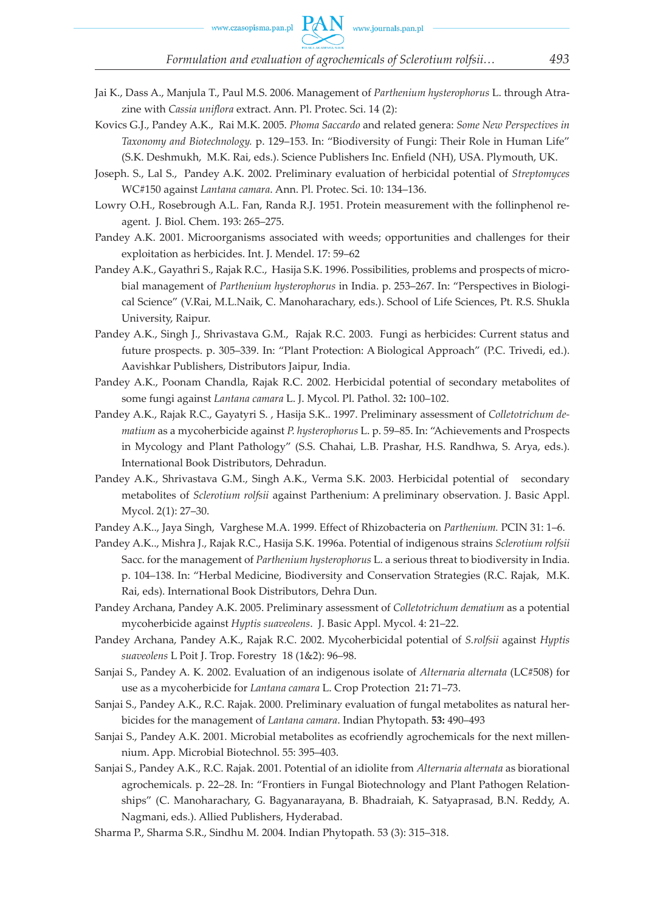Jai K., Dass A., Manjula T., Paul M.S. 2006. Management of *Parthenium hysterophorus* L. through Atrazine with *Cassia uniflora* extract. Ann. Pl. Protec. Sci. 14 (2):

Kovics G.J., Pandey A.K., Rai M.K. 2005. *Phoma Saccardo* and related genera: *Some New Perspectives in Taxonomy and Biotechnology.* p. 129–153. In: "Biodiversity of Fungi: Their Role in Human Life" (S.K. Deshmukh, M.K. Rai, eds.). Science Publishers Inc. Enfield (NH), USA. Plymouth, UK.

Joseph. S., Lal S., Pandey A.K. 2002. Preliminary evaluation of herbicidal potential of *Streptomyces* WC#150 against *Lantana camara*. Ann. Pl. Protec. Sci. 10: 134–136.

Lowry O.H., Rosebrough A.L. Fan, Randa R.J. 1951. Protein measurement with the follinphenol reagent. J. Biol. Chem. 193: 265–275.

Pandey A.K. 2001. Microorganisms associated with weeds; opportunities and challenges for their exploitation as herbicides. Int. J. Mendel. 17: 59–62

Pandey A.K., Gayathri S., Rajak R.C., Hasija S.K. 1996. Possibilities, problems and prospects of microbial management of *Parthenium hysterophorus* in India. p. 253–267. In: "Perspectives in Biological Science" (V.Rai, M.L.Naik, C. Manoharachary, eds.). School of Life Sciences, Pt. R.S. Shukla University, Raipur.

Pandey A.K., Singh J., Shrivastava G.M., Rajak R.C. 2003. Fungi as herbicides: Current status and future prospects. p. 305–339. In: "Plant Protection: A Biological Approach" (P.C. Trivedi, ed.). Aavishkar Publishers, Distributors Jaipur, India.

Pandey A.K., Poonam Chandla, Rajak R.C. 2002. Herbicidal potential of secondary metabolites of some fungi against *Lantana camara* L. J. Mycol. Pl. Pathol. 32**:** 100–102.

Pandey A.K., Rajak R.C., Gayatyri S. , Hasija S.K.. 1997. Preliminary assessment of *Colletotrichum dematium* as a mycoherbicide against *P. hysterophorus* L. p. 59–85. In: "Achievements and Prospects in Mycology and Plant Pathology" (S.S. Chahai, L.B. Prashar, H.S. Randhwa, S. Arya, eds.). International Book Distributors, Dehradun.

Pandey A.K., Shrivastava G.M., Singh A.K., Verma S.K. 2003. Herbicidal potential of secondary metabolites of *Sclerotium rolfsii* against Parthenium: A preliminary observation. J. Basic Appl. Mycol. 2(1): 27–30.

Pandey A.K.., Jaya Singh, Varghese M.A. 1999. Effect of Rhizobacteria on *Parthenium.* PCIN 31: 1–6.

Pandey A.K.., Mishra J., Rajak R.C., Hasija S.K. 1996a. Potential of indigenous strains *Sclerotium rolfsii* Sacc. for the management of *Parthenium hysterophorus* L. a serious threat to biodiversity in India. p. 104–138. In: "Herbal Medicine, Biodiversity and Conservation Strategies (R.C. Rajak, M.K. Rai, eds). International Book Distributors, Dehra Dun.

Pandey Archana, Pandey A.K. 2005. Preliminary assessment of *Colletotrichum dematium* as a potential mycoherbicide against *Hyptis suaveolens*. J. Basic Appl. Mycol. 4: 21–22.

Pandey Archana, Pandey A.K., Rajak R.C. 2002. Mycoherbicidal potential of *S.rolfsii* against *Hyptis suaveolens* L Poit J. Trop. Forestry 18 (1&2): 96–98.

Sanjai S., Pandey A. K. 2002. Evaluation of an indigenous isolate of *Alternaria alternata* (LC#508) for use as a mycoherbicide for *Lantana camara* L. Crop Protection 21**:** 71–73.

Sanjai S., Pandey A.K., R.C. Rajak. 2000. Preliminary evaluation of fungal metabolites as natural herbicides for the management of *Lantana camara*. Indian Phytopath. **53:** 490–493

Sanjai S., Pandey A.K. 2001. Microbial metabolites as ecofriendly agrochemicals for the next millennium. App. Microbial Biotechnol. 55: 395–403.

Sanjai S., Pandey A.K., R.C. Rajak. 2001. Potential of an idiolite from *Alternaria alternata* as biorational agrochemicals. p. 22–28. In: "Frontiers in Fungal Biotechnology and Plant Pathogen Relationships" (C. Manoharachary, G. Bagyanarayana, B. Bhadraiah, K. Satyaprasad, B.N. Reddy, A. Nagmani, eds.). Allied Publishers, Hyderabad.

Sharma P., Sharma S.R., Sindhu M. 2004. Indian Phytopath. 53 (3): 315–318.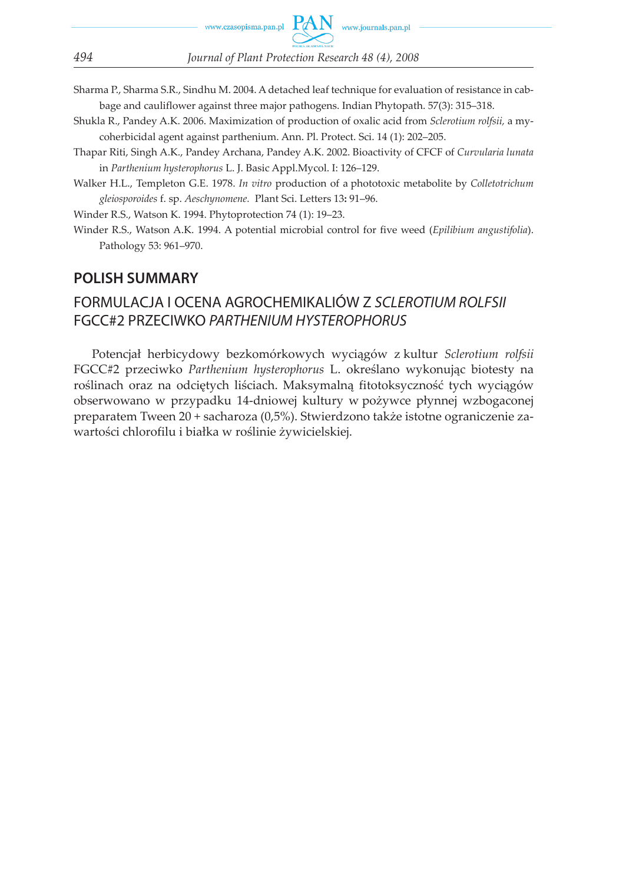Sharma P., Sharma S.R., Sindhu M. 2004. A detached leaf technique for evaluation of resistance in cabbage and cauliflower against three major pathogens. Indian Phytopath. 57(3): 315–318.

Shukla R., Pandey A.K. 2006. Maximization of production of oxalic acid from *Sclerotium rolfsii*, a mycoherbicidal agent against parthenium. Ann. Pl. Protect. Sci. 14 (1): 202–205.

Thapar Riti, Singh A.K., Pandey Archana, Pandey A.K. 2002. Bioactivity of CFCF of *Curvularia lunata* in *Parthenium hysterophorus* L. J. Basic Appl.Mycol. I: 126–129.

Walker H.L., Templeton G.E. 1978. *In vitro* production of a phototoxic metabolite by *Colletotrichum gleiosporoides* f. sp. *Aeschynomene*. Plant Sci. Letters 13**:** 91–96.

Winder R.S., Watson K. 1994. Phytoprotection 74 (1): 19–23.

Winder R.S., Watson A.K. 1994. A potential microbial control for five weed (*Epilibium angustifolia*). Pathology 53: 961–970.

## POLISH SUMMARY

### FORMULACJA I OCENA AGROCHEMIKALIÓW Z *SCLEROTIUM ROLFSII* FGCC#2 PRZECIWKO *PARTHENIUM HYSTEROPHORUS*

Potencjał herbicydowy bezkomórkowych wyciągów z kultur *Sclerotium rolfsii* FGCC#2 przeciwko *Parthenium hysterophorus* L. określano wykonując biotesty na roślinach oraz na odciętych liściach. Maksymalną fitotoksyczność tych wyciągów obserwowano w przypadku 14-dniowej kultury w pożywce płynnej wzbogaconej preparatem Tween 20 + sacharoza (0,5%). Stwierdzono także istotne ograniczenie zawartości chlorofilu i białka w roślinie żywicielskiej.